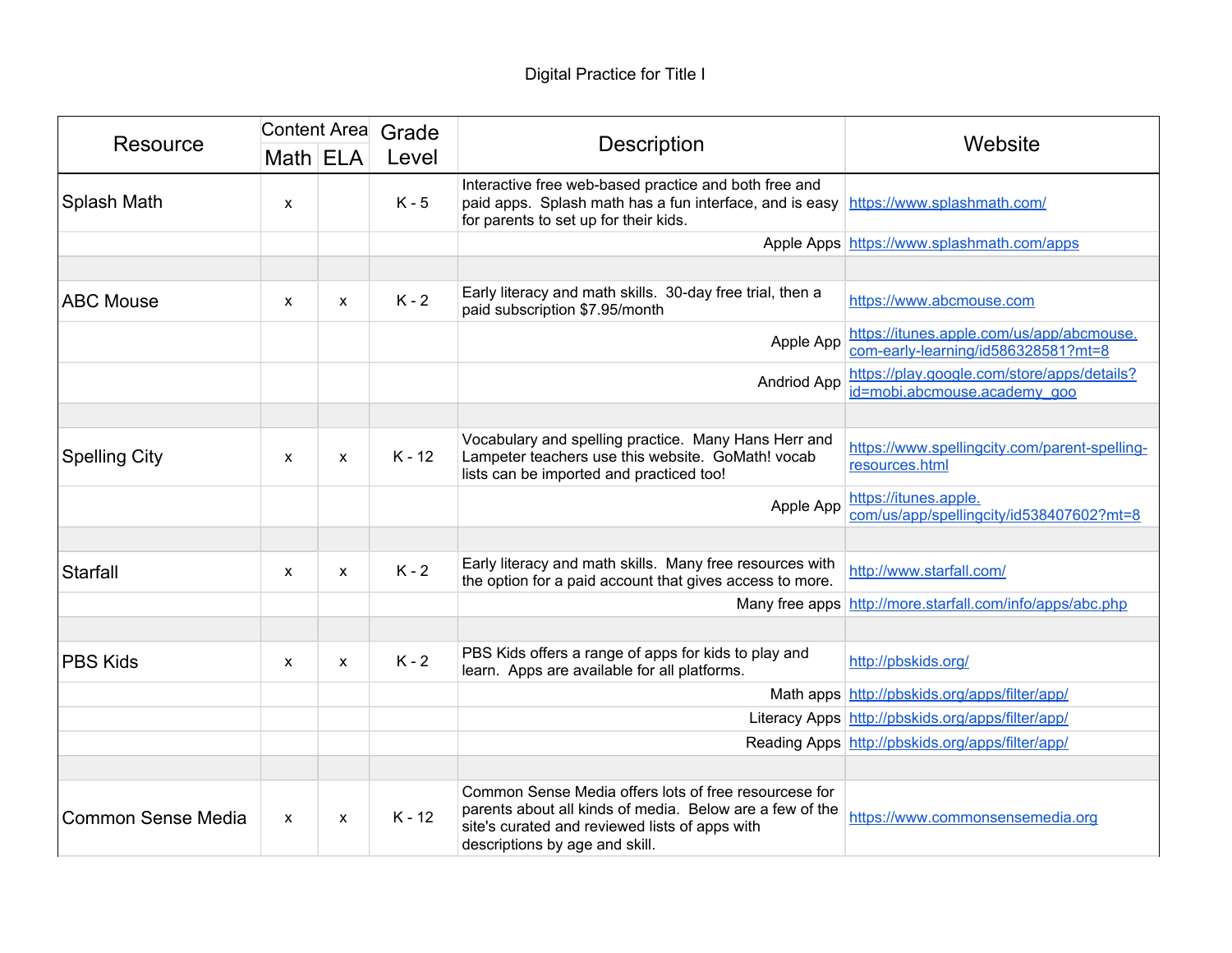Digital Practice for Title I

| Resource | Content Area | | Grade Level | Description | Website |
|---|---|---|---|---|---|
| | Math | ELA | | | |
| Splash Math | x | | K - 5 | Interactive free web-based practice and both free and paid apps. Splash math has a fun interface, and is easy for parents to set up for their kids. | https://www.splashmath.com/ |
| | | | | Apple Apps | https://www.splashmath.com/apps |
| | | | | | |
| ABC Mouse | x | x | K - 2 | Early literacy and math skills. 30-day free trial, then a paid subscription $7.95/month | https://www.abcmouse.com |
| | | | | Apple App | https://itunes.apple.com/us/app/abcmouse.com-early-learning/id586328581?mt=8 |
| | | | | Andriod App | https://play.google.com/store/apps/details?id=mobi.abcmouse.academy_goo |
| | | | | | |
| Spelling City | x | x | K - 12 | Vocabulary and spelling practice. Many Hans Herr and Lampeter teachers use this website. GoMath! vocab lists can be imported and practiced too! | https://www.spellingcity.com/parent-spelling-resources.html |
| | | | | Apple App | https://itunes.apple.com/us/app/spellingcity/id538407602?mt=8 |
| | | | | | |
| Starfall | x | x | K - 2 | Early literacy and math skills. Many free resources with the option for a paid account that gives access to more. | http://www.starfall.com/ |
| | | | | Many free apps | http://more.starfall.com/info/apps/abc.php |
| | | | | | |
| PBS Kids | x | x | K - 2 | PBS Kids offers a range of apps for kids to play and learn. Apps are available for all platforms. | http://pbskids.org/ |
| | | | | Math apps | http://pbskids.org/apps/filter/app/ |
| | | | | Literacy Apps | http://pbskids.org/apps/filter/app/ |
| | | | | Reading Apps | http://pbskids.org/apps/filter/app/ |
| | | | | | |
| Common Sense Media | x | x | K - 12 | Common Sense Media offers lots of free resourcese for parents about all kinds of media. Below are a few of the site's curated and reviewed lists of apps with descriptions by age and skill. | https://www.commonsensemedia.org |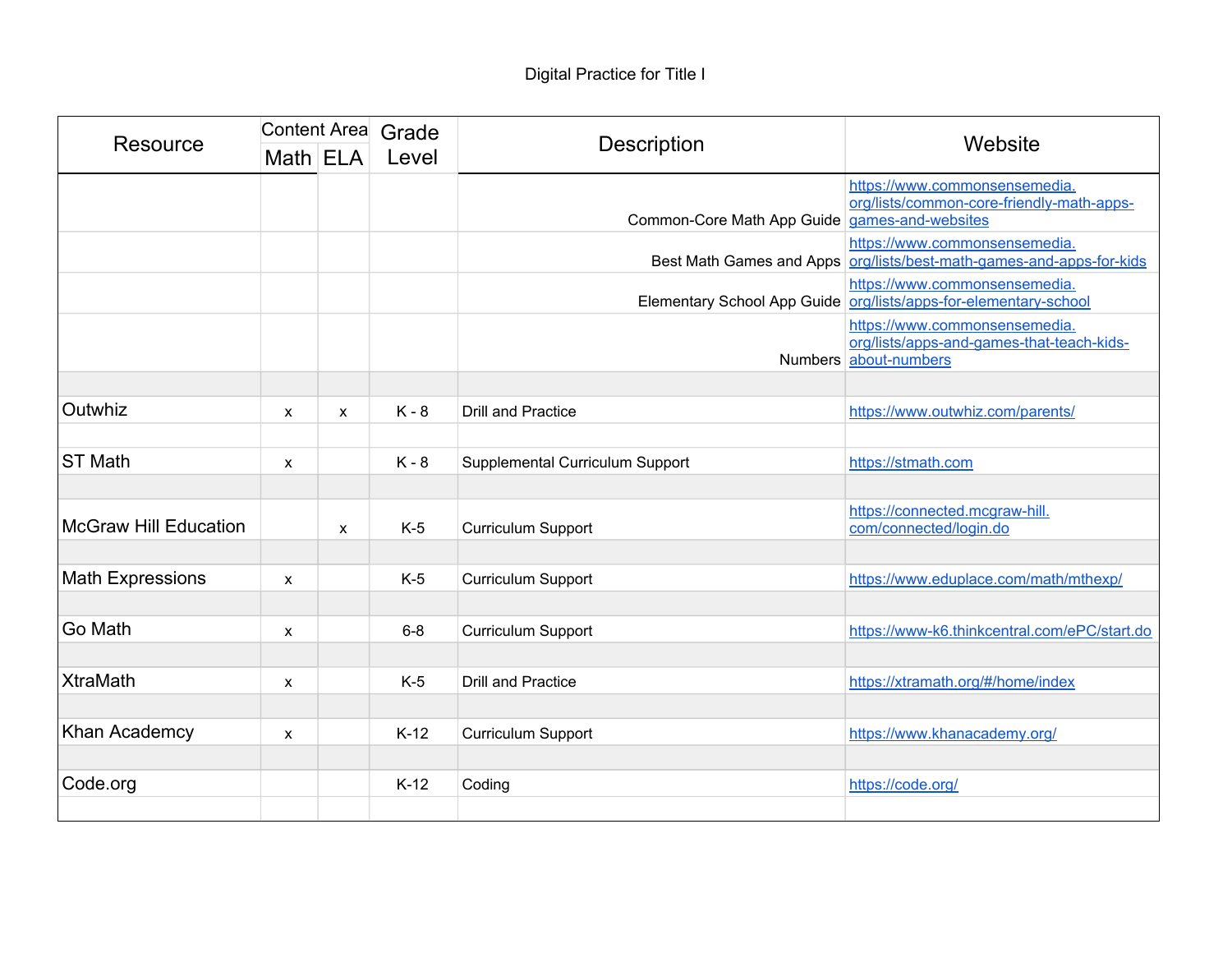Digital Practice for Title I

| Resource | Content Area | | Grade Level | Description | Website |
|---|---|---|---|---|---|
| | Math | ELA | | | |
| | | | | Common-Core Math App Guide | https://www.commonsensemedia.org/lists/common-core-friendly-math-apps-games-and-websites |
| | | | | Best Math Games and Apps | https://www.commonsensemedia.org/lists/best-math-games-and-apps-for-kids |
| | | | | Elementary School App Guide | https://www.commonsensemedia.org/lists/apps-for-elementary-school |
| | | | | Numbers | https://www.commonsensemedia.org/lists/apps-and-games-that-teach-kids-about-numbers |
| | | | | | |
| Outwhiz | x | x | K - 8 | Drill and Practice | https://www.outwhiz.com/parents/ |
| | | | | | |
| ST Math | x | | K - 8 | Supplemental Curriculum Support | https://stmath.com |
| | | | | | |
| McGraw Hill Education | | x | K-5 | Curriculum Support | https://connected.mcgraw-hill.com/connected/login.do |
| | | | | | |
| Math Expressions | x | | K-5 | Curriculum Support | https://www.eduplace.com/math/mthexp/ |
| | | | | | |
| Go Math | x | | 6-8 | Curriculum Support | https://www-k6.thinkcentral.com/ePC/start.do |
| | | | | | |
| XtraMath | x | | K-5 | Drill and Practice | https://xtramath.org/#/home/index |
| | | | | | |
| Khan Academcy | x | | K-12 | Curriculum Support | https://www.khanacademy.org/ |
| | | | | | |
| Code.org | | | K-12 | Coding | https://code.org/ |
| | | | | | |